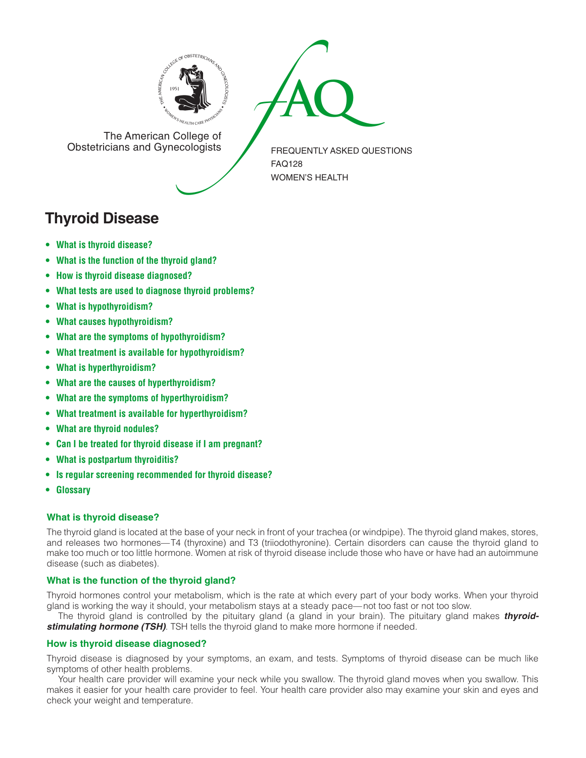The American College of Obstetricians and Gynecologists

FREQUENTLY ASKED QUESTIONS
FAQ128
WOMEN'S HEALTH

# Thyroid Disease

- **What is thyroid disease?**
- **What is the function of the thyroid gland?**
- **How is thyroid disease diagnosed?**
- **What tests are used to diagnose thyroid problems?**
- **What is hypothyroidism?**
- **What causes hypothyroidism?**
- **What are the symptoms of hypothyroidism?**
- **What treatment is available for hypothyroidism?**
- **What is hyperthyroidism?**
- **What are the causes of hyperthyroidism?**
- **What are the symptoms of hyperthyroidism?**
- **What treatment is available for hyperthyroidism?**
- **What are thyroid nodules?**
- **Can I be treated for thyroid disease if I am pregnant?**
- **What is postpartum thyroiditis?**
- **Is regular screening recommended for thyroid disease?**
- **Glossary**

### What is thyroid disease?

The thyroid gland is located at the base of your neck in front of your trachea (or windpipe). The thyroid gland makes, stores, and releases two hormones—T4 (thyroxine) and T3 (triiodothyronine). Certain disorders can cause the thyroid gland to make too much or too little hormone. Women at risk of thyroid disease include those who have or have had an autoimmune disease (such as diabetes).

### What is the function of the thyroid gland?

Thyroid hormones control your metabolism, which is the rate at which every part of your body works. When your thyroid gland is working the way it should, your metabolism stays at a steady pace—not too fast or not too slow.

The thyroid gland is controlled by the pituitary gland (a gland in your brain). The pituitary gland makes ***thyroid-stimulating hormone (TSH)***. TSH tells the thyroid gland to make more hormone if needed.

### How is thyroid disease diagnosed?

Thyroid disease is diagnosed by your symptoms, an exam, and tests. Symptoms of thyroid disease can be much like symptoms of other health problems.

Your health care provider will examine your neck while you swallow. The thyroid gland moves when you swallow. This makes it easier for your health care provider to feel. Your health care provider also may examine your skin and eyes and check your weight and temperature.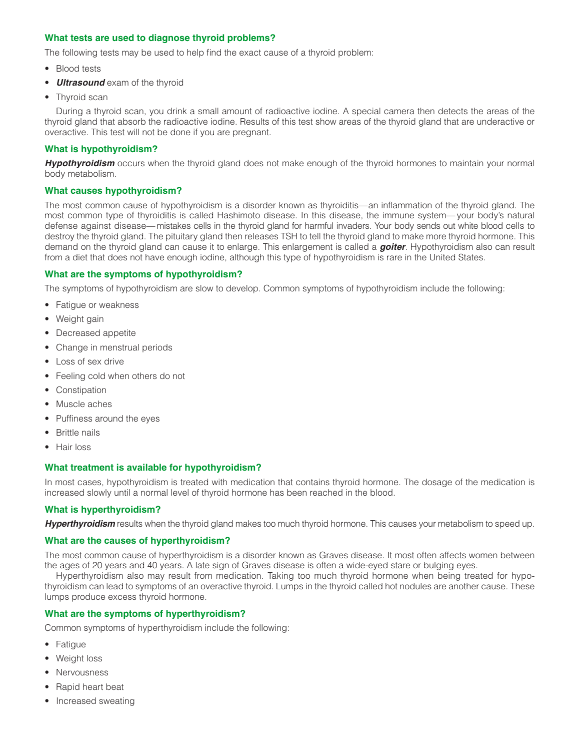### What tests are used to diagnose thyroid problems?

The following tests may be used to help find the exact cause of a thyroid problem:

- Blood tests
- ***Ultrasound*** exam of the thyroid
- Thyroid scan

During a thyroid scan, you drink a small amount of radioactive iodine. A special camera then detects the areas of the thyroid gland that absorb the radioactive iodine. Results of this test show areas of the thyroid gland that are underactive or overactive. This test will not be done if you are pregnant.

### What is hypothyroidism?

***Hypothyroidism*** occurs when the thyroid gland does not make enough of the thyroid hormones to maintain your normal body metabolism.

### What causes hypothyroidism?

The most common cause of hypothyroidism is a disorder known as thyroiditis—an inflammation of the thyroid gland. The most common type of thyroiditis is called Hashimoto disease. In this disease, the immune system—your body's natural defense against disease—mistakes cells in the thyroid gland for harmful invaders. Your body sends out white blood cells to destroy the thyroid gland. The pituitary gland then releases TSH to tell the thyroid gland to make more thyroid hormone. This demand on the thyroid gland can cause it to enlarge. This enlargement is called a ***goiter***. Hypothyroidism also can result from a diet that does not have enough iodine, although this type of hypothyroidism is rare in the United States.

### What are the symptoms of hypothyroidism?

The symptoms of hypothyroidism are slow to develop. Common symptoms of hypothyroidism include the following:

- Fatigue or weakness
- Weight gain
- Decreased appetite
- Change in menstrual periods
- Loss of sex drive
- Feeling cold when others do not
- Constipation
- Muscle aches
- Puffiness around the eyes
- Brittle nails
- Hair loss

### What treatment is available for hypothyroidism?

In most cases, hypothyroidism is treated with medication that contains thyroid hormone. The dosage of the medication is increased slowly until a normal level of thyroid hormone has been reached in the blood.

### What is hyperthyroidism?

***Hyperthyroidism*** results when the thyroid gland makes too much thyroid hormone. This causes your metabolism to speed up.

### What are the causes of hyperthyroidism?

The most common cause of hyperthyroidism is a disorder known as Graves disease. It most often affects women between the ages of 20 years and 40 years. A late sign of Graves disease is often a wide-eyed stare or bulging eyes.

Hyperthyroidism also may result from medication. Taking too much thyroid hormone when being treated for hypothyroidism can lead to symptoms of an overactive thyroid. Lumps in the thyroid called hot nodules are another cause. These lumps produce excess thyroid hormone.

### What are the symptoms of hyperthyroidism?

Common symptoms of hyperthyroidism include the following:

- Fatigue
- Weight loss
- Nervousness
- Rapid heart beat
- Increased sweating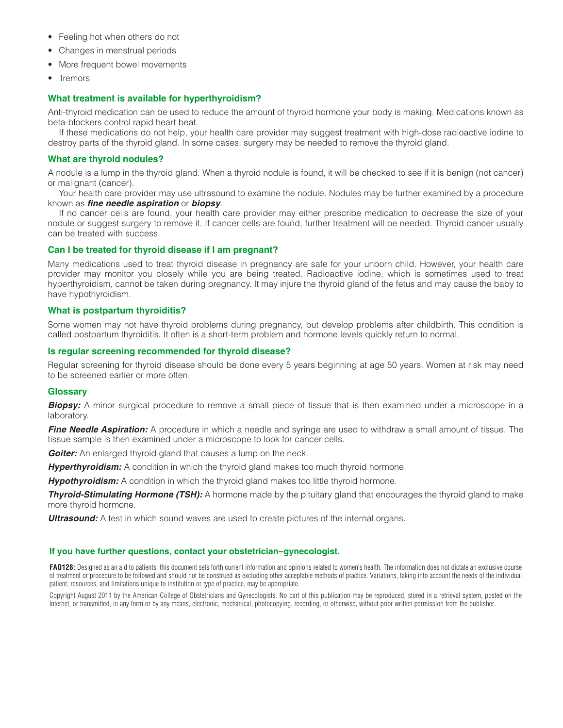- Feeling hot when others do not
- Changes in menstrual periods
- More frequent bowel movements
- Tremors

### What treatment is available for hyperthyroidism?

Anti-thyroid medication can be used to reduce the amount of thyroid hormone your body is making. Medications known as beta-blockers control rapid heart beat.

If these medications do not help, your health care provider may suggest treatment with high-dose radioactive iodine to destroy parts of the thyroid gland. In some cases, surgery may be needed to remove the thyroid gland.

### What are thyroid nodules?

A nodule is a lump in the thyroid gland. When a thyroid nodule is found, it will be checked to see if it is benign (not cancer) or malignant (cancer).

Your health care provider may use ultrasound to examine the nodule. Nodules may be further examined by a procedure known as ***fine needle aspiration*** or ***biopsy***.

If no cancer cells are found, your health care provider may either prescribe medication to decrease the size of your nodule or suggest surgery to remove it. If cancer cells are found, further treatment will be needed. Thyroid cancer usually can be treated with success.

### Can I be treated for thyroid disease if I am pregnant?

Many medications used to treat thyroid disease in pregnancy are safe for your unborn child. However, your health care provider may monitor you closely while you are being treated. Radioactive iodine, which is sometimes used to treat hyperthyroidism, cannot be taken during pregnancy. It may injure the thyroid gland of the fetus and may cause the baby to have hypothyroidism.

### What is postpartum thyroiditis?

Some women may not have thyroid problems during pregnancy, but develop problems after childbirth. This condition is called postpartum thyroiditis. It often is a short-term problem and hormone levels quickly return to normal.

### Is regular screening recommended for thyroid disease?

Regular screening for thyroid disease should be done every 5 years beginning at age 50 years. Women at risk may need to be screened earlier or more often.

### Glossary

***Biopsy:*** A minor surgical procedure to remove a small piece of tissue that is then examined under a microscope in a laboratory.

***Fine Needle Aspiration:*** A procedure in which a needle and syringe are used to withdraw a small amount of tissue. The tissue sample is then examined under a microscope to look for cancer cells.

***Goiter:*** An enlarged thyroid gland that causes a lump on the neck.

***Hyperthyroidism:*** A condition in which the thyroid gland makes too much thyroid hormone.

***Hypothyroidism:*** A condition in which the thyroid gland makes too little thyroid hormone.

***Thyroid-Stimulating Hormone (TSH):*** A hormone made by the pituitary gland that encourages the thyroid gland to make more thyroid hormone.

***Ultrasound:*** A test in which sound waves are used to create pictures of the internal organs.

**If you have further questions, contact your obstetrician–gynecologist.**

**FAQ128:** Designed as an aid to patients, this document sets forth current information and opinions related to women's health. The information does not dictate an exclusive course of treatment or procedure to be followed and should not be construed as excluding other acceptable methods of practice. Variations, taking into account the needs of the individual patient, resources, and limitations unique to institution or type of practice, may be appropriate.

Copyright August 2011 by the American College of Obstetricians and Gynecologists. No part of this publication may be reproduced, stored in a retrieval system, posted on the Internet, or transmitted, in any form or by any means, electronic, mechanical, photocopying, recording, or otherwise, without prior written permission from the publisher.